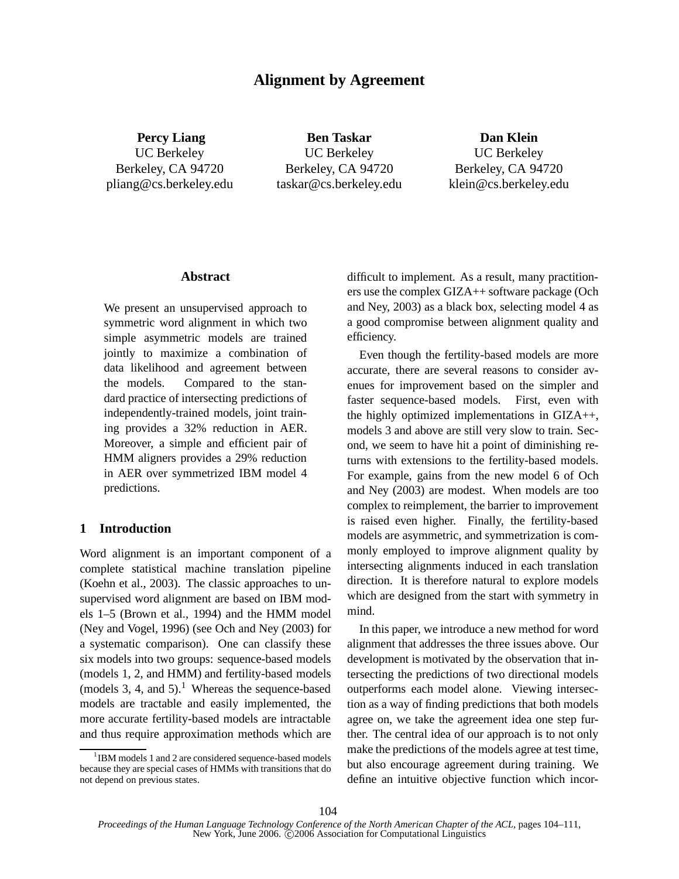# Alignment by Agreement

**Percy Liang**
UC Berkeley
Berkeley, CA 94720
pliang@cs.berkeley.edu

**Ben Taskar**
UC Berkeley
Berkeley, CA 94720
taskar@cs.berkeley.edu

**Dan Klein**
UC Berkeley
Berkeley, CA 94720
klein@cs.berkeley.edu

## Abstract

We present an unsupervised approach to symmetric word alignment in which two simple asymmetric models are trained jointly to maximize a combination of data likelihood and agreement between the models. Compared to the standard practice of intersecting predictions of independently-trained models, joint training provides a 32% reduction in AER. Moreover, a simple and efficient pair of HMM aligners provides a 29% reduction in AER over symmetrized IBM model 4 predictions.

## 1 Introduction

Word alignment is an important component of a complete statistical machine translation pipeline (Koehn et al., 2003). The classic approaches to unsupervised word alignment are based on IBM models 1–5 (Brown et al., 1994) and the HMM model (Ney and Vogel, 1996) (see Och and Ney (2003) for a systematic comparison). One can classify these six models into two groups: sequence-based models (models 1, 2, and HMM) and fertility-based models (models 3, 4, and 5).[1] Whereas the sequence-based models are tractable and easily implemented, the more accurate fertility-based models are intractable and thus require approximation methods which are difficult to implement. As a result, many practitioners use the complex GIZA++ software package (Och and Ney, 2003) as a black box, selecting model 4 as a good compromise between alignment quality and efficiency.

Even though the fertility-based models are more accurate, there are several reasons to consider avenues for improvement based on the simpler and faster sequence-based models. First, even with the highly optimized implementations in GIZA++, models 3 and above are still very slow to train. Second, we seem to have hit a point of diminishing returns with extensions to the fertility-based models. For example, gains from the new model 6 of Och and Ney (2003) are modest. When models are too complex to reimplement, the barrier to improvement is raised even higher. Finally, the fertility-based models are asymmetric, and symmetrization is commonly employed to improve alignment quality by intersecting alignments induced in each translation direction. It is therefore natural to explore models which are designed from the start with symmetry in mind.

In this paper, we introduce a new method for word alignment that addresses the three issues above. Our development is motivated by the observation that intersecting the predictions of two directional models outperforms each model alone. Viewing intersection as a way of finding predictions that both models agree on, we take the agreement idea one step further. The central idea of our approach is to not only make the predictions of the models agree at test time, but also encourage agreement during training. We define an intuitive objective function which incor-

[1] IBM models 1 and 2 are considered sequence-based models because they are special cases of HMMs with transitions that do not depend on previous states.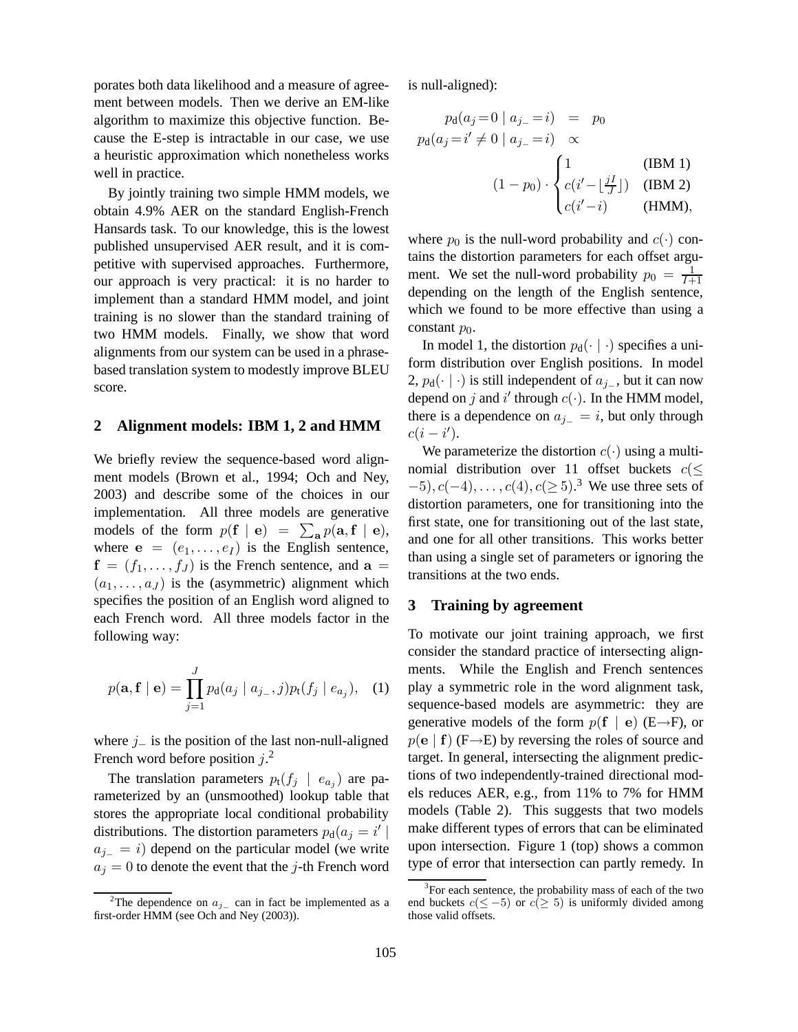porates both data likelihood and a measure of agreement between models. Then we derive an EM-like algorithm to maximize this objective function. Because the E-step is intractable in our case, we use a heuristic approximation which nonetheless works well in practice.

By jointly training two simple HMM models, we obtain 4.9% AER on the standard English-French Hansards task. To our knowledge, this is the lowest published unsupervised AER result, and it is competitive with supervised approaches. Furthermore, our approach is very practical: it is no harder to implement than a standard HMM model, and joint training is no slower than the standard training of two HMM models. Finally, we show that word alignments from our system can be used in a phrase-based translation system to modestly improve BLEU score.

## 2 Alignment models: IBM 1, 2 and HMM

We briefly review the sequence-based word alignment models (Brown et al., 1994; Och and Ney, 2003) and describe some of the choices in our implementation. All three models are generative models of the form $p(\mathbf{f} \mid \mathbf{e}) = \sum_{\mathbf{a}} p(\mathbf{a}, \mathbf{f} \mid \mathbf{e})$, where $\mathbf{e} = (e_1, \ldots, e_I)$ is the English sentence, $\mathbf{f} = (f_1, \ldots, f_J)$ is the French sentence, and $\mathbf{a} = (a_1, \ldots, a_J)$ is the (asymmetric) alignment which specifies the position of an English word aligned to each French word. All three models factor in the following way:

$$p(\mathbf{a}, \mathbf{f} \mid \mathbf{e}) = \prod_{j=1}^{J} p_{\text{d}}(a_j \mid a_{j_-}, j) p_{\text{t}}(f_j \mid e_{a_j}), \quad (1)$$

where $j_-$ is the position of the last non-null-aligned French word before position $j$.[2]

The translation parameters $p_{\text{t}}(f_j \mid e_{a_j})$ are parameterized by an (unsmoothed) lookup table that stores the appropriate local conditional probability distributions. The distortion parameters $p_{\text{d}}(a_j = i' \mid a_{j_-} = i)$ depend on the particular model (we write $a_j = 0$ to denote the event that the $j$-th French word is null-aligned):

$$\begin{aligned} p_{\text{d}}(a_j = 0 \mid a_{j_-} = i) &= p_0 \\ p_{\text{d}}(a_j = i' \neq 0 \mid a_{j_-} = i) &\propto \\ (1 - p_0) \cdot &\begin{cases} 1 & \text{(IBM 1)} \\ c(i' - \lfloor \frac{jI}{J} \rfloor) & \text{(IBM 2)} \\ c(i' - i) & \text{(HMM),} \end{cases} \end{aligned}$$

where $p_0$ is the null-word probability and $c(\cdot)$ contains the distortion parameters for each offset argument. We set the null-word probability $p_0 = \frac{1}{I+1}$ depending on the length of the English sentence, which we found to be more effective than using a constant $p_0$.

In model 1, the distortion $p_{\text{d}}(\cdot \mid \cdot)$ specifies a uniform distribution over English positions. In model 2, $p_{\text{d}}(\cdot \mid \cdot)$ is still independent of $a_{j_-}$, but it can now depend on $j$ and $i'$ through $c(\cdot)$. In the HMM model, there is a dependence on $a_{j_-} = i$, but only through $c(i - i')$.

We parameterize the distortion $c(\cdot)$ using a multinomial distribution over 11 offset buckets $c(\leq -5), c(-4), \ldots, c(4), c(\geq 5)$.[3] We use three sets of distortion parameters, one for transitioning into the first state, one for transitioning out of the last state, and one for all other transitions. This works better than using a single set of parameters or ignoring the transitions at the two ends.

## 3 Training by agreement

To motivate our joint training approach, we first consider the standard practice of intersecting alignments. While the English and French sentences play a symmetric role in the word alignment task, sequence-based models are asymmetric: they are generative models of the form $p(\mathbf{f} \mid \mathbf{e})$ (E→F), or $p(\mathbf{e} \mid \mathbf{f})$ (F→E) by reversing the roles of source and target. In general, intersecting the alignment predictions of two independently-trained directional models reduces AER, e.g., from 11% to 7% for HMM models (Table 2). This suggests that two models make different types of errors that can be eliminated upon intersection. Figure 1 (top) shows a common type of error that intersection can partly remedy. In

[2] The dependence on $a_{j_-}$ can in fact be implemented as a first-order HMM (see Och and Ney (2003)).

[3] For each sentence, the probability mass of each of the two end buckets $c(\leq -5)$ or $c(\geq 5)$ is uniformly divided among those valid offsets.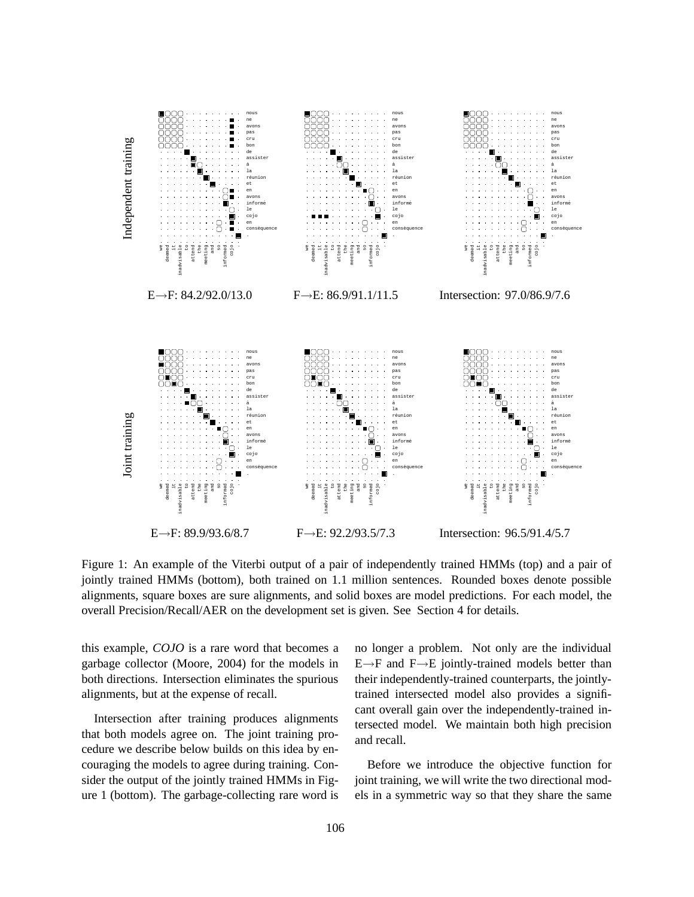Independent training

E→F: 84.2/92.0/13.0     F→E: 86.9/91.1/11.5     Intersection: 97.0/86.9/7.6

Joint training

E→F: 89.9/93.6/8.7     F→E: 92.2/93.5/7.3     Intersection: 96.5/91.4/5.7

Figure 1: An example of the Viterbi output of a pair of independently trained HMMs (top) and a pair of jointly trained HMMs (bottom), both trained on 1.1 million sentences. Rounded boxes denote possible alignments, square boxes are sure alignments, and solid boxes are model predictions. For each model, the overall Precision/Recall/AER on the development set is given. See Section 4 for details.

this example, *COJO* is a rare word that becomes a garbage collector (Moore, 2004) for the models in both directions. Intersection eliminates the spurious alignments, but at the expense of recall.

Intersection after training produces alignments that both models agree on. The joint training procedure we describe below builds on this idea by encouraging the models to agree during training. Consider the output of the jointly trained HMMs in Figure 1 (bottom). The garbage-collecting rare word is no longer a problem. Not only are the individual E→F and F→E jointly-trained models better than their independently-trained counterparts, the jointly-trained intersected model also provides a significant overall gain over the independently-trained intersected model. We maintain both high precision and recall.

Before we introduce the objective function for joint training, we will write the two directional models in a symmetric way so that they share the same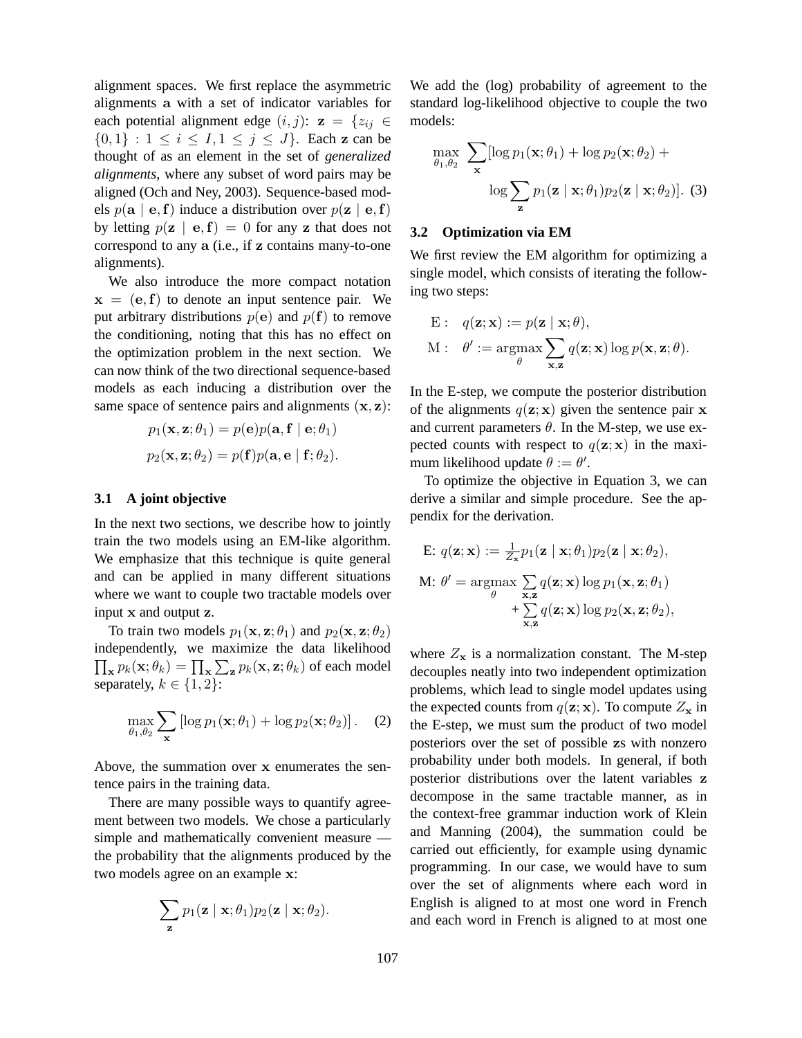alignment spaces. We first replace the asymmetric alignments $\mathbf{a}$ with a set of indicator variables for each potential alignment edge $(i, j)$: $\mathbf{z} = \{z_{ij} \in \{0, 1\} : 1 \leq i \leq I, 1 \leq j \leq J\}$. Each $\mathbf{z}$ can be thought of as an element in the set of *generalized alignments*, where any subset of word pairs may be aligned (Och and Ney, 2003). Sequence-based models $p(\mathbf{a} \mid \mathbf{e}, \mathbf{f})$ induce a distribution over $p(\mathbf{z} \mid \mathbf{e}, \mathbf{f})$ by letting $p(\mathbf{z} \mid \mathbf{e}, \mathbf{f}) = 0$ for any $\mathbf{z}$ that does not correspond to any $\mathbf{a}$ (i.e., if $\mathbf{z}$ contains many-to-one alignments).

We also introduce the more compact notation $\mathbf{x} = (\mathbf{e}, \mathbf{f})$ to denote an input sentence pair. We put arbitrary distributions $p(\mathbf{e})$ and $p(\mathbf{f})$ to remove the conditioning, noting that this has no effect on the optimization problem in the next section. We can now think of the two directional sequence-based models as each inducing a distribution over the same space of sentence pairs and alignments $(\mathbf{x}, \mathbf{z})$:

$$p_1(\mathbf{x}, \mathbf{z}; \theta_1) = p(\mathbf{e}) p(\mathbf{a}, \mathbf{f} \mid \mathbf{e}; \theta_1)$$

$$p_2(\mathbf{x}, \mathbf{z}; \theta_2) = p(\mathbf{f}) p(\mathbf{a}, \mathbf{e} \mid \mathbf{f}; \theta_2).$$

### 3.1 A joint objective

In the next two sections, we describe how to jointly train the two models using an EM-like algorithm. We emphasize that this technique is quite general and can be applied in many different situations where we want to couple two tractable models over input $\mathbf{x}$ and output $\mathbf{z}$.

To train two models $p_1(\mathbf{x}, \mathbf{z}; \theta_1)$ and $p_2(\mathbf{x}, \mathbf{z}; \theta_2)$ independently, we maximize the data likelihood $\prod_{\mathbf{x}} p_k(\mathbf{x}; \theta_k) = \prod_{\mathbf{x}} \sum_{\mathbf{z}} p_k(\mathbf{x}, \mathbf{z}; \theta_k)$ of each model separately, $k \in \{1, 2\}$:

$$\max_{\theta_1, \theta_2} \sum_{\mathbf{x}} \left[\log p_1(\mathbf{x}; \theta_1) + \log p_2(\mathbf{x}; \theta_2)\right]. \quad (2)$$

Above, the summation over $\mathbf{x}$ enumerates the sentence pairs in the training data.

There are many possible ways to quantify agreement between two models. We chose a particularly simple and mathematically convenient measure — the probability that the alignments produced by the two models agree on an example $\mathbf{x}$:

$$\sum_{\mathbf{z}} p_1(\mathbf{z} \mid \mathbf{x}; \theta_1) p_2(\mathbf{z} \mid \mathbf{x}; \theta_2).$$

We add the (log) probability of agreement to the standard log-likelihood objective to couple the two models:

$$\max_{\theta_1, \theta_2} \sum_{\mathbf{x}} [\log p_1(\mathbf{x}; \theta_1) + \log p_2(\mathbf{x}; \theta_2) + \log \sum_{\mathbf{z}} p_1(\mathbf{z} \mid \mathbf{x}; \theta_1) p_2(\mathbf{z} \mid \mathbf{x}; \theta_2)]. \quad (3)$$

### 3.2 Optimization via EM

We first review the EM algorithm for optimizing a single model, which consists of iterating the following two steps:

$$\text{E}: \quad q(\mathbf{z}; \mathbf{x}) := p(\mathbf{z} \mid \mathbf{x}; \theta),$$

$$\text{M}: \quad \theta' := \operatorname*{argmax}_{\theta} \sum_{\mathbf{x}, \mathbf{z}} q(\mathbf{z}; \mathbf{x}) \log p(\mathbf{x}, \mathbf{z}; \theta).$$

In the E-step, we compute the posterior distribution of the alignments $q(\mathbf{z}; \mathbf{x})$ given the sentence pair $\mathbf{x}$ and current parameters $\theta$. In the M-step, we use expected counts with respect to $q(\mathbf{z}; \mathbf{x})$ in the maximum likelihood update $\theta := \theta'$.

To optimize the objective in Equation 3, we can derive a similar and simple procedure. See the appendix for the derivation.

$$\text{E: } q(\mathbf{z}; \mathbf{x}) := \frac{1}{Z_{\mathbf{x}}} p_1(\mathbf{z} \mid \mathbf{x}; \theta_1) p_2(\mathbf{z} \mid \mathbf{x}; \theta_2),$$

$$\text{M: } \theta' = \operatorname*{argmax}_{\theta} \sum_{\mathbf{x}, \mathbf{z}} q(\mathbf{z}; \mathbf{x}) \log p_1(\mathbf{x}, \mathbf{z}; \theta_1) + \sum_{\mathbf{x}, \mathbf{z}} q(\mathbf{z}; \mathbf{x}) \log p_2(\mathbf{x}, \mathbf{z}; \theta_2),$$

where $Z_{\mathbf{x}}$ is a normalization constant. The M-step decouples neatly into two independent optimization problems, which lead to single model updates using the expected counts from $q(\mathbf{z}; \mathbf{x})$. To compute $Z_{\mathbf{x}}$ in the E-step, we must sum the product of two model posteriors over the set of possible $\mathbf{z}$s with nonzero probability under both models. In general, if both posterior distributions over the latent variables $\mathbf{z}$ decompose in the same tractable manner, as in the context-free grammar induction work of Klein and Manning (2004), the summation could be carried out efficiently, for example using dynamic programming. In our case, we would have to sum over the set of alignments where each word in English is aligned to at most one word in French and each word in French is aligned to at most one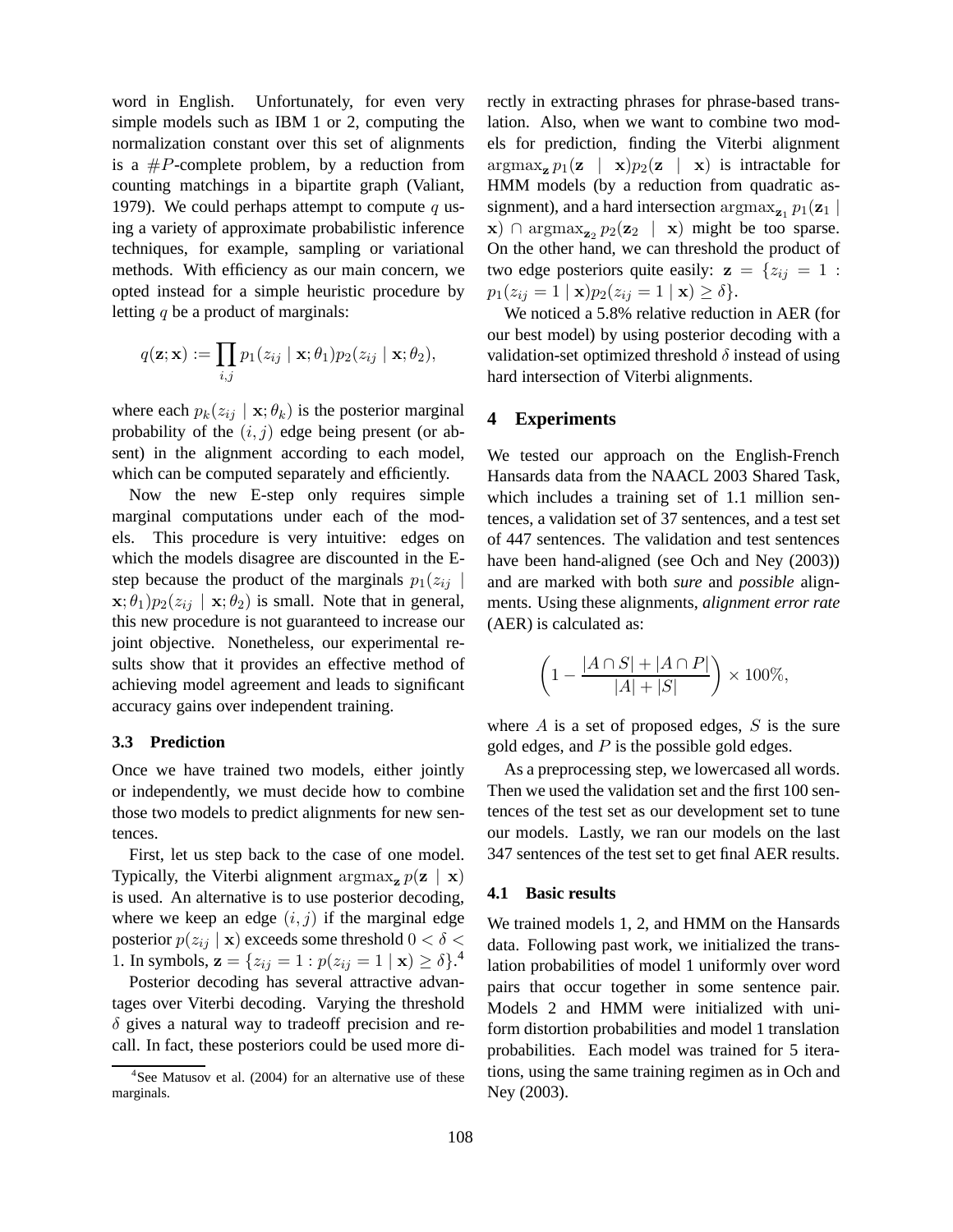word in English. Unfortunately, for even very simple models such as IBM 1 or 2, computing the normalization constant over this set of alignments is a $\#P$-complete problem, by a reduction from counting matchings in a bipartite graph (Valiant, 1979). We could perhaps attempt to compute $q$ using a variety of approximate probabilistic inference techniques, for example, sampling or variational methods. With efficiency as our main concern, we opted instead for a simple heuristic procedure by letting $q$ be a product of marginals:

$$q(\mathbf{z}; \mathbf{x}) := \prod_{i,j} p_1(z_{ij} \mid \mathbf{x}; \theta_1) p_2(z_{ij} \mid \mathbf{x}; \theta_2),$$

where each $p_k(z_{ij} \mid \mathbf{x}; \theta_k)$ is the posterior marginal probability of the $(i, j)$ edge being present (or absent) in the alignment according to each model, which can be computed separately and efficiently.

Now the new E-step only requires simple marginal computations under each of the models. This procedure is very intuitive: edges on which the models disagree are discounted in the E-step because the product of the marginals $p_1(z_{ij} \mid \mathbf{x}; \theta_1) p_2(z_{ij} \mid \mathbf{x}; \theta_2)$ is small. Note that in general, this new procedure is not guaranteed to increase our joint objective. Nonetheless, our experimental results show that it provides an effective method of achieving model agreement and leads to significant accuracy gains over independent training.

### 3.3 Prediction

Once we have trained two models, either jointly or independently, we must decide how to combine those two models to predict alignments for new sentences.

First, let us step back to the case of one model. Typically, the Viterbi alignment $\operatorname{argmax}_{\mathbf{z}} p(\mathbf{z} \mid \mathbf{x})$ is used. An alternative is to use posterior decoding, where we keep an edge $(i, j)$ if the marginal edge posterior $p(z_{ij} \mid \mathbf{x})$ exceeds some threshold $0 < \delta < 1$. In symbols, $\mathbf{z} = \{z_{ij} = 1 : p(z_{ij} = 1 \mid \mathbf{x}) \geq \delta\}$.[4]

Posterior decoding has several attractive advantages over Viterbi decoding. Varying the threshold $\delta$ gives a natural way to tradeoff precision and recall. In fact, these posteriors could be used more directly in extracting phrases for phrase-based translation. Also, when we want to combine two models for prediction, finding the Viterbi alignment $\operatorname{argmax}_{\mathbf{z}} p_1(\mathbf{z} \mid \mathbf{x}) p_2(\mathbf{z} \mid \mathbf{x})$ is intractable for HMM models (by a reduction from quadratic assignment), and a hard intersection $\operatorname{argmax}_{\mathbf{z}_1} p_1(\mathbf{z}_1 \mid \mathbf{x}) \cap \operatorname{argmax}_{\mathbf{z}_2} p_2(\mathbf{z}_2 \mid \mathbf{x})$ might be too sparse. On the other hand, we can threshold the product of two edge posteriors quite easily: $\mathbf{z} = \{z_{ij} = 1 : p_1(z_{ij} = 1 \mid \mathbf{x}) p_2(z_{ij} = 1 \mid \mathbf{x}) \geq \delta\}$.

We noticed a 5.8% relative reduction in AER (for our best model) by using posterior decoding with a validation-set optimized threshold $\delta$ instead of using hard intersection of Viterbi alignments.

[4] See Matusov et al. (2004) for an alternative use of these marginals.

## 4 Experiments

We tested our approach on the English-French Hansards data from the NAACL 2003 Shared Task, which includes a training set of 1.1 million sentences, a validation set of 37 sentences, and a test set of 447 sentences. The validation and test sentences have been hand-aligned (see Och and Ney (2003)) and are marked with both *sure* and *possible* alignments. Using these alignments, *alignment error rate* (AER) is calculated as:

$$\left(1 - \frac{|A \cap S| + |A \cap P|}{|A| + |S|}\right) \times 100\%,$$

where $A$ is a set of proposed edges, $S$ is the sure gold edges, and $P$ is the possible gold edges.

As a preprocessing step, we lowercased all words. Then we used the validation set and the first 100 sentences of the test set as our development set to tune our models. Lastly, we ran our models on the last 347 sentences of the test set to get final AER results.

### 4.1 Basic results

We trained models 1, 2, and HMM on the Hansards data. Following past work, we initialized the translation probabilities of model 1 uniformly over word pairs that occur together in some sentence pair. Models 2 and HMM were initialized with uniform distortion probabilities and model 1 translation probabilities. Each model was trained for 5 iterations, using the same training regimen as in Och and Ney (2003).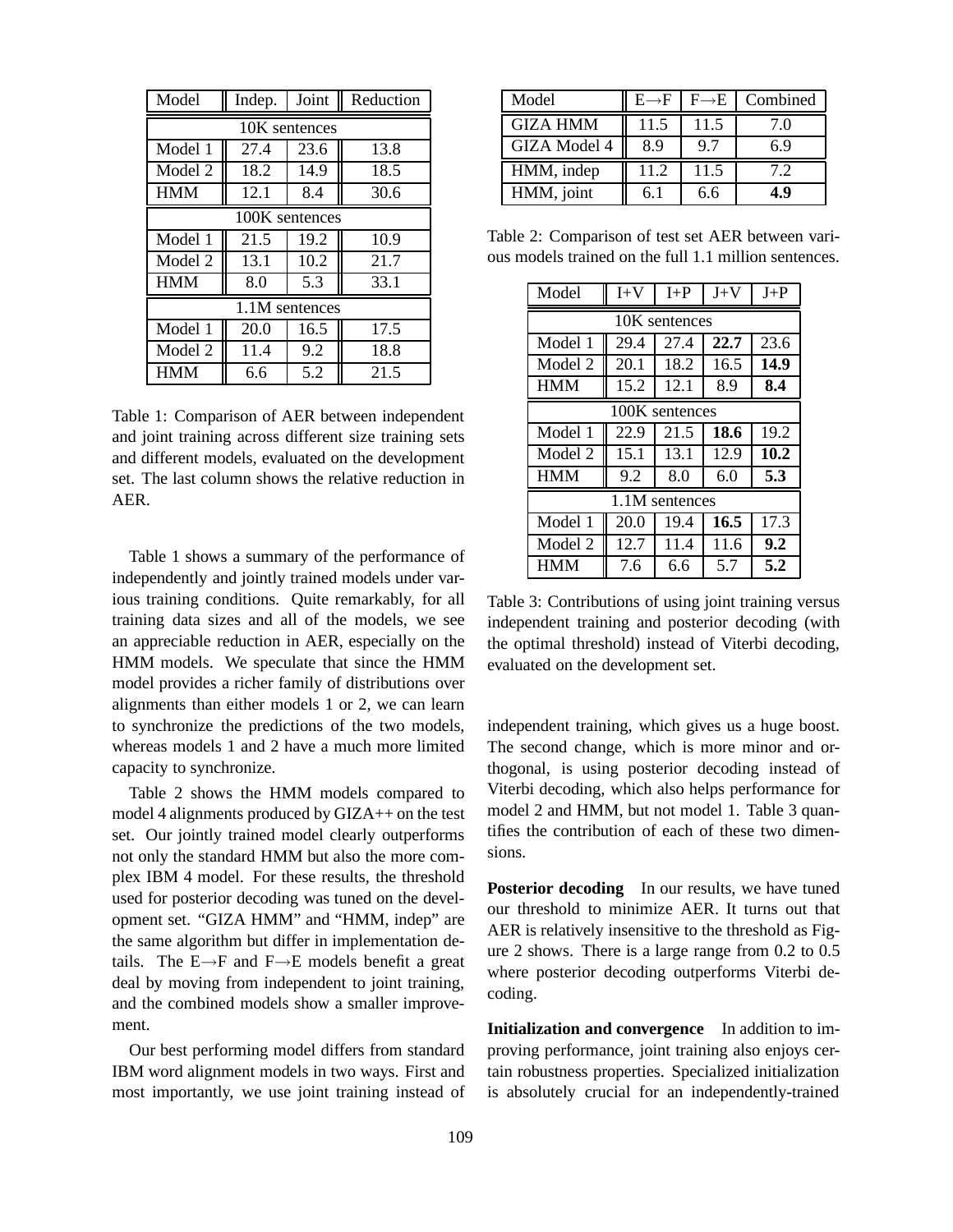| Model | Indep. | Joint | Reduction |
|---|---|---|---|
| 10K sentences | | | |
| Model 1 | 27.4 | 23.6 | 13.8 |
| Model 2 | 18.2 | 14.9 | 18.5 |
| HMM | 12.1 | 8.4 | 30.6 |
| 100K sentences | | | |
| Model 1 | 21.5 | 19.2 | 10.9 |
| Model 2 | 13.1 | 10.2 | 21.7 |
| HMM | 8.0 | 5.3 | 33.1 |
| 1.1M sentences | | | |
| Model 1 | 20.0 | 16.5 | 17.5 |
| Model 2 | 11.4 | 9.2 | 18.8 |
| HMM | 6.6 | 5.2 | 21.5 |

Table 1: Comparison of AER between independent and joint training across different size training sets and different models, evaluated on the development set. The last column shows the relative reduction in AER.

Table 1 shows a summary of the performance of independently and jointly trained models under various training conditions. Quite remarkably, for all training data sizes and all of the models, we see an appreciable reduction in AER, especially on the HMM models. We speculate that since the HMM model provides a richer family of distributions over alignments than either models 1 or 2, we can learn to synchronize the predictions of the two models, whereas models 1 and 2 have a much more limited capacity to synchronize.

Table 2 shows the HMM models compared to model 4 alignments produced by GIZA++ on the test set. Our jointly trained model clearly outperforms not only the standard HMM but also the more complex IBM 4 model. For these results, the threshold used for posterior decoding was tuned on the development set. "GIZA HMM" and "HMM, indep" are the same algorithm but differ in implementation details. The E→F and F→E models benefit a great deal by moving from independent to joint training, and the combined models show a smaller improvement.

Our best performing model differs from standard IBM word alignment models in two ways. First and most importantly, we use joint training instead of independent training, which gives us a huge boost. The second change, which is more minor and orthogonal, is using posterior decoding instead of Viterbi decoding, which also helps performance for model 2 and HMM, but not model 1. Table 3 quantifies the contribution of each of these two dimensions.

| Model | E→F | F→E | Combined |
|---|---|---|---|
| GIZA HMM | 11.5 | 11.5 | 7.0 |
| GIZA Model 4 | 8.9 | 9.7 | 6.9 |
| HMM, indep | 11.2 | 11.5 | 7.2 |
| HMM, joint | 6.1 | 6.6 | **4.9** |

Table 2: Comparison of test set AER between various models trained on the full 1.1 million sentences.

| Model | I+V | I+P | J+V | J+P |
|---|---|---|---|---|
| 10K sentences | | | | |
| Model 1 | 29.4 | 27.4 | **22.7** | 23.6 |
| Model 2 | 20.1 | 18.2 | 16.5 | **14.9** |
| HMM | 15.2 | 12.1 | 8.9 | **8.4** |
| 100K sentences | | | | |
| Model 1 | 22.9 | 21.5 | **18.6** | 19.2 |
| Model 2 | 15.1 | 13.1 | 12.9 | **10.2** |
| HMM | 9.2 | 8.0 | 6.0 | **5.3** |
| 1.1M sentences | | | | |
| Model 1 | 20.0 | 19.4 | **16.5** | 17.3 |
| Model 2 | 12.7 | 11.4 | 11.6 | **9.2** |
| HMM | 7.6 | 6.6 | 5.7 | **5.2** |

Table 3: Contributions of using joint training versus independent training and posterior decoding (with the optimal threshold) instead of Viterbi decoding, evaluated on the development set.

**Posterior decoding** In our results, we have tuned our threshold to minimize AER. It turns out that AER is relatively insensitive to the threshold as Figure 2 shows. There is a large range from 0.2 to 0.5 where posterior decoding outperforms Viterbi decoding.

**Initialization and convergence** In addition to improving performance, joint training also enjoys certain robustness properties. Specialized initialization is absolutely crucial for an independently-trained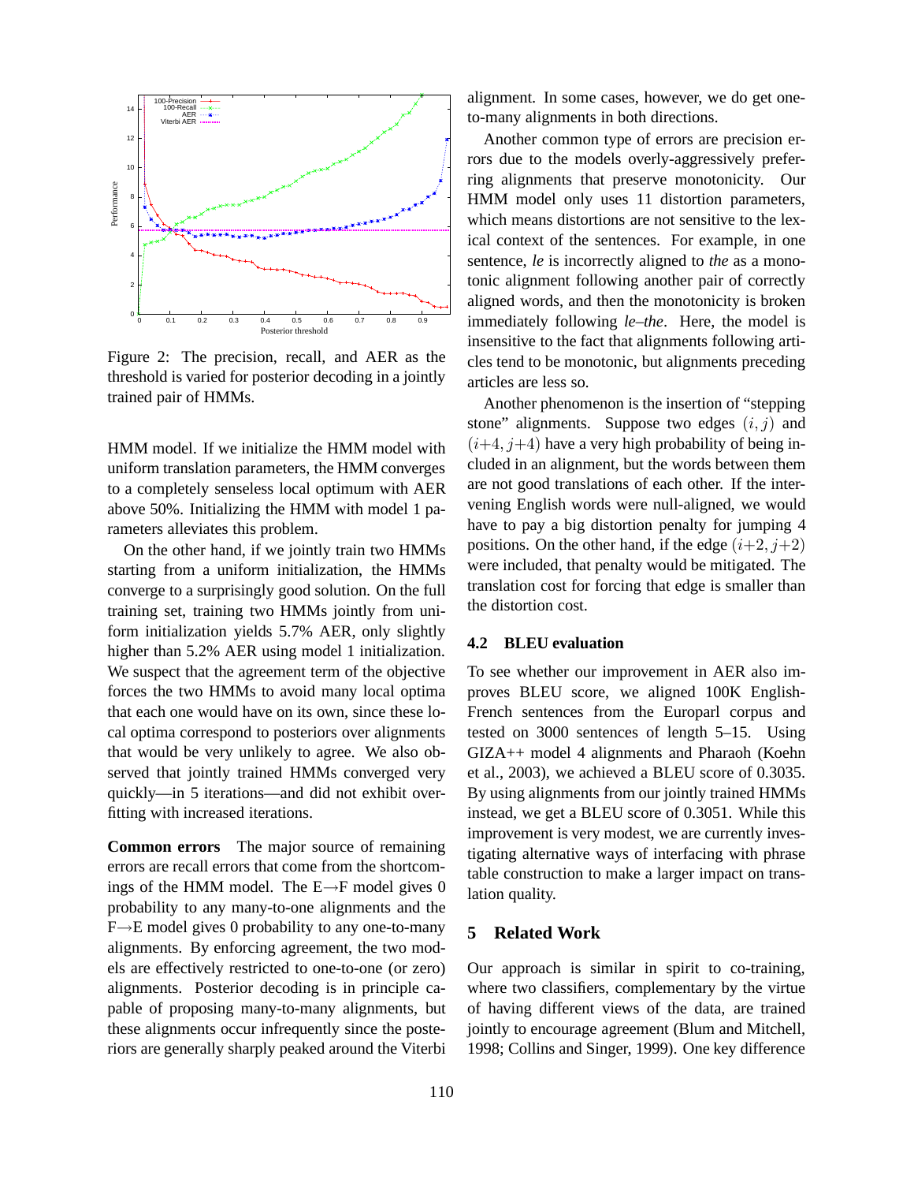Figure 2: The precision, recall, and AER as the threshold is varied for posterior decoding in a jointly trained pair of HMMs.

HMM model. If we initialize the HMM model with uniform translation parameters, the HMM converges to a completely senseless local optimum with AER above 50%. Initializing the HMM with model 1 parameters alleviates this problem.

On the other hand, if we jointly train two HMMs starting from a uniform initialization, the HMMs converge to a surprisingly good solution. On the full training set, training two HMMs jointly from uniform initialization yields 5.7% AER, only slightly higher than 5.2% AER using model 1 initialization. We suspect that the agreement term of the objective forces the two HMMs to avoid many local optima that each one would have on its own, since these local optima correspond to posteriors over alignments that would be very unlikely to agree. We also observed that jointly trained HMMs converged very quickly—in 5 iterations—and did not exhibit overfitting with increased iterations.

**Common errors** The major source of remaining errors are recall errors that come from the shortcomings of the HMM model. The E→F model gives 0 probability to any many-to-one alignments and the F→E model gives 0 probability to any one-to-many alignments. By enforcing agreement, the two models are effectively restricted to one-to-one (or zero) alignments. Posterior decoding is in principle capable of proposing many-to-many alignments, but these alignments occur infrequently since the posteriors are generally sharply peaked around the Viterbi alignment. In some cases, however, we do get one-to-many alignments in both directions.

Another common type of errors are precision errors due to the models overly-aggressively preferring alignments that preserve monotonicity. Our HMM model only uses 11 distortion parameters, which means distortions are not sensitive to the lexical context of the sentences. For example, in one sentence, *le* is incorrectly aligned to *the* as a monotonic alignment following another pair of correctly aligned words, and then the monotonicity is broken immediately following *le*–*the*. Here, the model is insensitive to the fact that alignments following articles tend to be monotonic, but alignments preceding articles are less so.

Another phenomenon is the insertion of "stepping stone" alignments. Suppose two edges $(i, j)$ and $(i{+}4, j{+}4)$ have a very high probability of being included in an alignment, but the words between them are not good translations of each other. If the intervening English words were null-aligned, we would have to pay a big distortion penalty for jumping 4 positions. On the other hand, if the edge $(i{+}2, j{+}2)$ were included, that penalty would be mitigated. The translation cost for forcing that edge is smaller than the distortion cost.

### 4.2 BLEU evaluation

To see whether our improvement in AER also improves BLEU score, we aligned 100K English-French sentences from the Europarl corpus and tested on 3000 sentences of length 5–15. Using GIZA++ model 4 alignments and Pharaoh (Koehn et al., 2003), we achieved a BLEU score of 0.3035. By using alignments from our jointly trained HMMs instead, we get a BLEU score of 0.3051. While this improvement is very modest, we are currently investigating alternative ways of interfacing with phrase table construction to make a larger impact on translation quality.

## 5 Related Work

Our approach is similar in spirit to co-training, where two classifiers, complementary by the virtue of having different views of the data, are trained jointly to encourage agreement (Blum and Mitchell, 1998; Collins and Singer, 1999). One key difference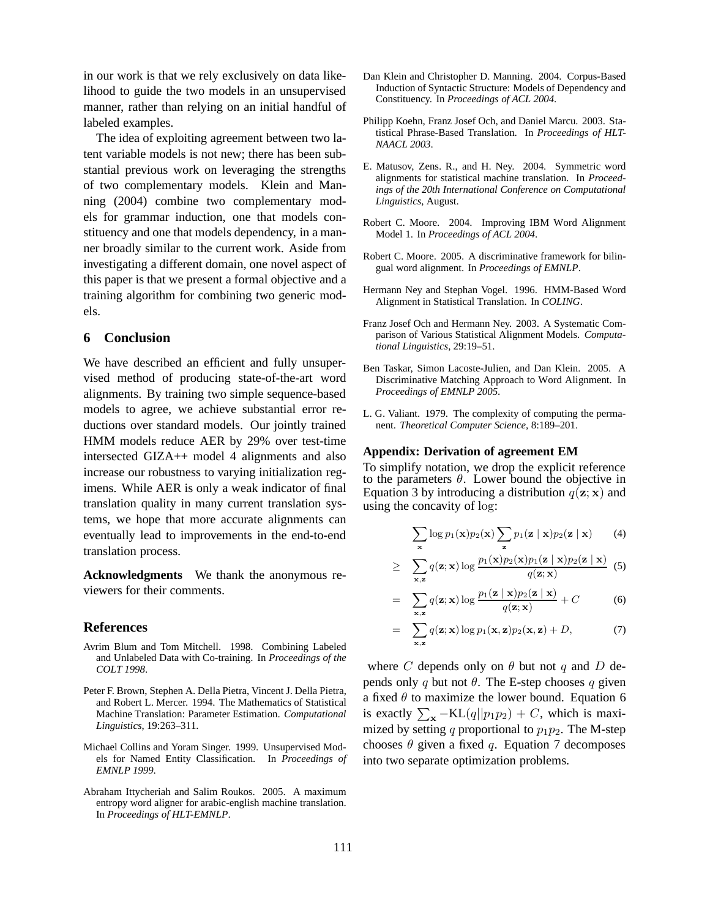in our work is that we rely exclusively on data likelihood to guide the two models in an unsupervised manner, rather than relying on an initial handful of labeled examples.

The idea of exploiting agreement between two latent variable models is not new; there has been substantial previous work on leveraging the strengths of two complementary models. Klein and Manning (2004) combine two complementary models for grammar induction, one that models constituency and one that models dependency, in a manner broadly similar to the current work. Aside from investigating a different domain, one novel aspect of this paper is that we present a formal objective and a training algorithm for combining two generic models.

## 6 Conclusion

We have described an efficient and fully unsupervised method of producing state-of-the-art word alignments. By training two simple sequence-based models to agree, we achieve substantial error reductions over standard models. Our jointly trained HMM models reduce AER by 29% over test-time intersected GIZA++ model 4 alignments and also increase our robustness to varying initialization regimens. While AER is only a weak indicator of final translation quality in many current translation systems, we hope that more accurate alignments can eventually lead to improvements in the end-to-end translation process.

**Acknowledgments** We thank the anonymous reviewers for their comments.

## References

Avrim Blum and Tom Mitchell. 1998. Combining Labeled and Unlabeled Data with Co-training. In *Proceedings of the COLT 1998*.

Peter F. Brown, Stephen A. Della Pietra, Vincent J. Della Pietra, and Robert L. Mercer. 1994. The Mathematics of Statistical Machine Translation: Parameter Estimation. *Computational Linguistics*, 19:263–311.

Michael Collins and Yoram Singer. 1999. Unsupervised Models for Named Entity Classification. In *Proceedings of EMNLP 1999*.

Abraham Ittycheriah and Salim Roukos. 2005. A maximum entropy word aligner for arabic-english machine translation. In *Proceedings of HLT-EMNLP*.

Dan Klein and Christopher D. Manning. 2004. Corpus-Based Induction of Syntactic Structure: Models of Dependency and Constituency. In *Proceedings of ACL 2004*.

Philipp Koehn, Franz Josef Och, and Daniel Marcu. 2003. Statistical Phrase-Based Translation. In *Proceedings of HLT-NAACL 2003*.

E. Matusov, Zens. R., and H. Ney. 2004. Symmetric word alignments for statistical machine translation. In *Proceedings of the 20th International Conference on Computational Linguistics*, August.

Robert C. Moore. 2004. Improving IBM Word Alignment Model 1. In *Proceedings of ACL 2004*.

Robert C. Moore. 2005. A discriminative framework for bilingual word alignment. In *Proceedings of EMNLP*.

Hermann Ney and Stephan Vogel. 1996. HMM-Based Word Alignment in Statistical Translation. In *COLING*.

Franz Josef Och and Hermann Ney. 2003. A Systematic Comparison of Various Statistical Alignment Models. *Computational Linguistics*, 29:19–51.

Ben Taskar, Simon Lacoste-Julien, and Dan Klein. 2005. A Discriminative Matching Approach to Word Alignment. In *Proceedings of EMNLP 2005*.

L. G. Valiant. 1979. The complexity of computing the permanent. *Theoretical Computer Science*, 8:189–201.

### Appendix: Derivation of agreement EM

To simplify notation, we drop the explicit reference to the parameters $\theta$. Lower bound the objective in Equation 3 by introducing a distribution $q(\mathbf{z}; \mathbf{x})$ and using the concavity of $\log$:

$$\sum_{\mathbf{x}} \log p_1(\mathbf{x}) p_2(\mathbf{x}) \sum_{\mathbf{z}} p_1(\mathbf{z} \mid \mathbf{x}) p_2(\mathbf{z} \mid \mathbf{x}) \tag{4}$$

$$\geq \sum_{\mathbf{x},\mathbf{z}} q(\mathbf{z}; \mathbf{x}) \log \frac{p_1(\mathbf{x}) p_2(\mathbf{x}) p_1(\mathbf{z} \mid \mathbf{x}) p_2(\mathbf{z} \mid \mathbf{x})}{q(\mathbf{z}; \mathbf{x})} \tag{5}$$

$$= \sum_{\mathbf{x},\mathbf{z}} q(\mathbf{z}; \mathbf{x}) \log \frac{p_1(\mathbf{z} \mid \mathbf{x}) p_2(\mathbf{z} \mid \mathbf{x})}{q(\mathbf{z}; \mathbf{x})} + C \tag{6}$$

$$= \sum_{\mathbf{x},\mathbf{z}} q(\mathbf{z}; \mathbf{x}) \log p_1(\mathbf{x}, \mathbf{z}) p_2(\mathbf{x}, \mathbf{z}) + D, \tag{7}$$

where $C$ depends only on $\theta$ but not $q$ and $D$ depends only $q$ but not $\theta$. The E-step chooses $q$ given a fixed $\theta$ to maximize the lower bound. Equation 6 is exactly $\sum_{\mathbf{x}} -\mathrm{KL}(q||p_1 p_2) + C$, which is maximized by setting $q$ proportional to $p_1 p_2$. The M-step chooses $\theta$ given a fixed $q$. Equation 7 decomposes into two separate optimization problems.